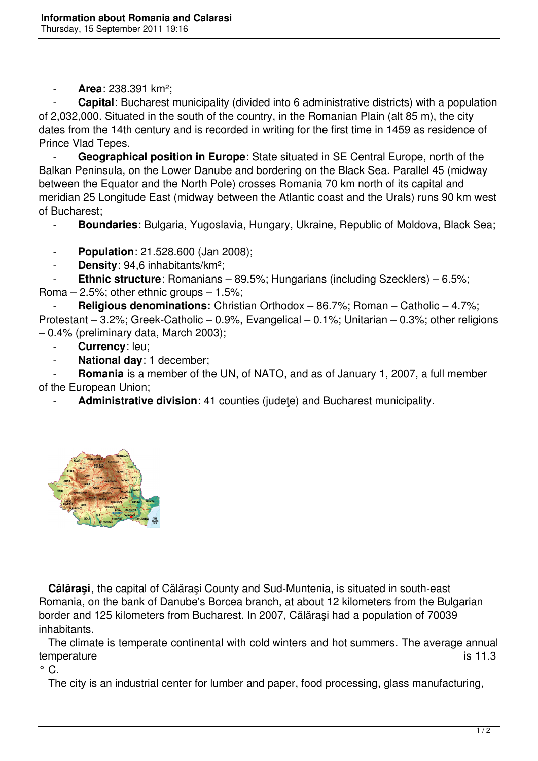- **Area**: 238.391 km²;
- **Capital**: Bucharest municipality (divided into 6 administrative districts) with a population of 2,032,000. Situated in the south of the country, in the Romanian Plain (alt 85 m), the city dates from the 14th century and is recorded in writing for the first time in 1459 as residence of Prince Vlad Tepes.
- **Geographical position in Europe**: State situated in SE Central Europe, north of the Balkan Peninsula, on the Lower Danube and bordering on the Black Sea. Parallel 45 (midway between the Equator and the North Pole) crosses Romania 70 km north of its capital and meridian 25 Longitude East (midway between the Atlantic coast and the Urals) runs 90 km west of Bucharest;
- **Boundaries**: Bulgaria, Yugoslavia, Hungary, Ukraine, Republic of Moldova, Black Sea;
- **Population**: 21.528.600 (Jan 2008);
- **Density**: 94,6 inhabitants/km²;
- **Ethnic structure**: Romanians – 89.5%; Hungarians (including Szecklers) – 6.5%; Roma – 2.5%; other ethnic groups – 1.5%;
- **Religious denominations:** Christian Orthodox – 86.7%; Roman – Catholic – 4.7%; Protestant – 3.2%; Greek-Catholic – 0.9%, Evangelical – 0.1%; Unitarian – 0.3%; other religions – 0.4% (preliminary data, March 2003);
- **Currency**: leu;
- **National day**: 1 december;
- **Romania** is a member of the UN, of NATO, and as of January 1, 2007, a full member of the European Union;
- **Administrative division**: 41 counties (judeţe) and Bucharest municipality.

**Călăraşi**, the capital of Călăraşi County and Sud-Muntenia, is situated in south-east Romania, on the bank of Danube's Borcea branch, at about 12 kilometers from the Bulgarian border and 125 kilometers from Bucharest. In 2007, Călăraşi had a population of 70039 inhabitants.

The climate is temperate continental with cold winters and hot summers. The average annual temperature is 11.3 ° C.

The city is an industrial center for lumber and paper, food processing, glass manufacturing,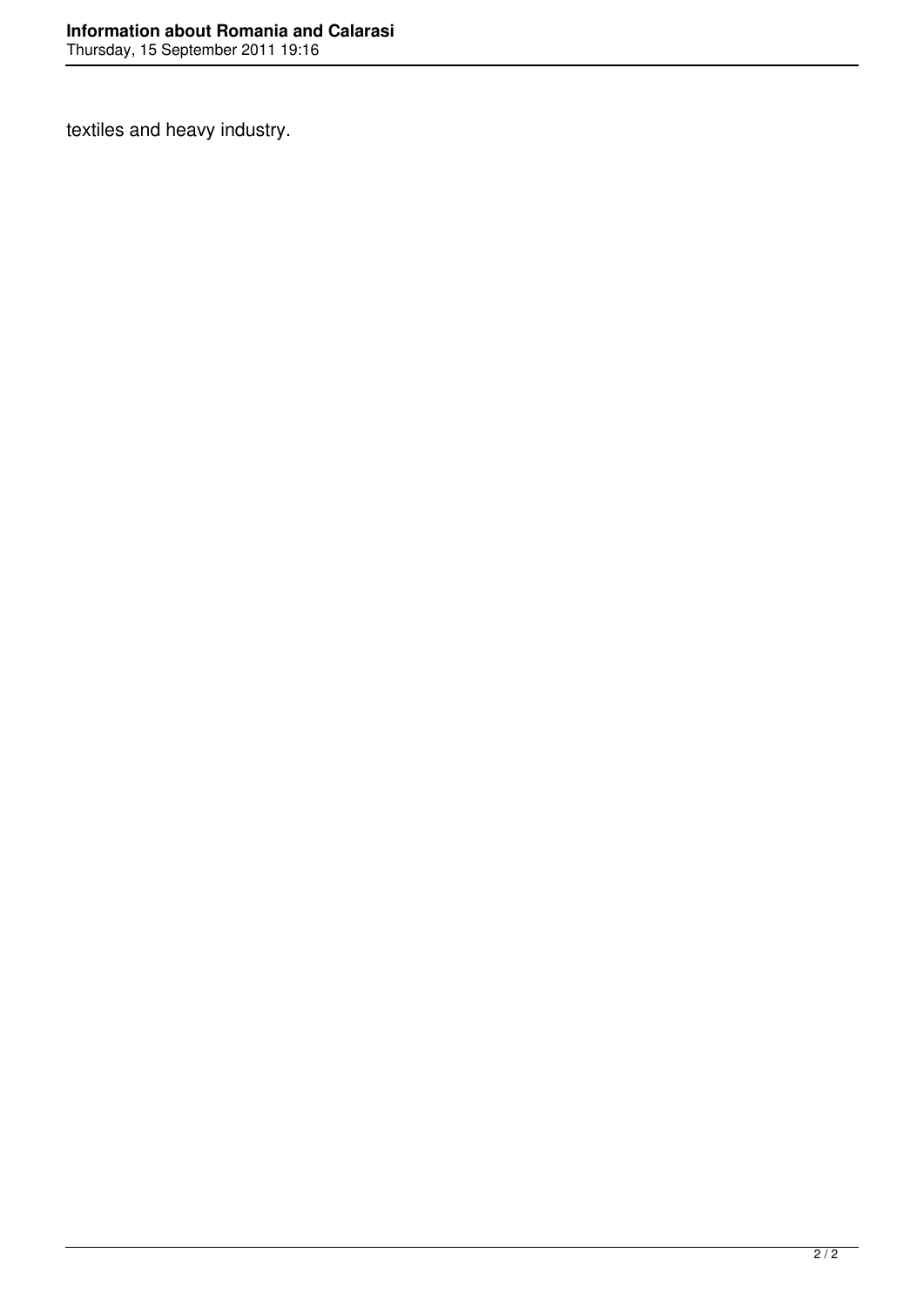textiles and heavy industry.